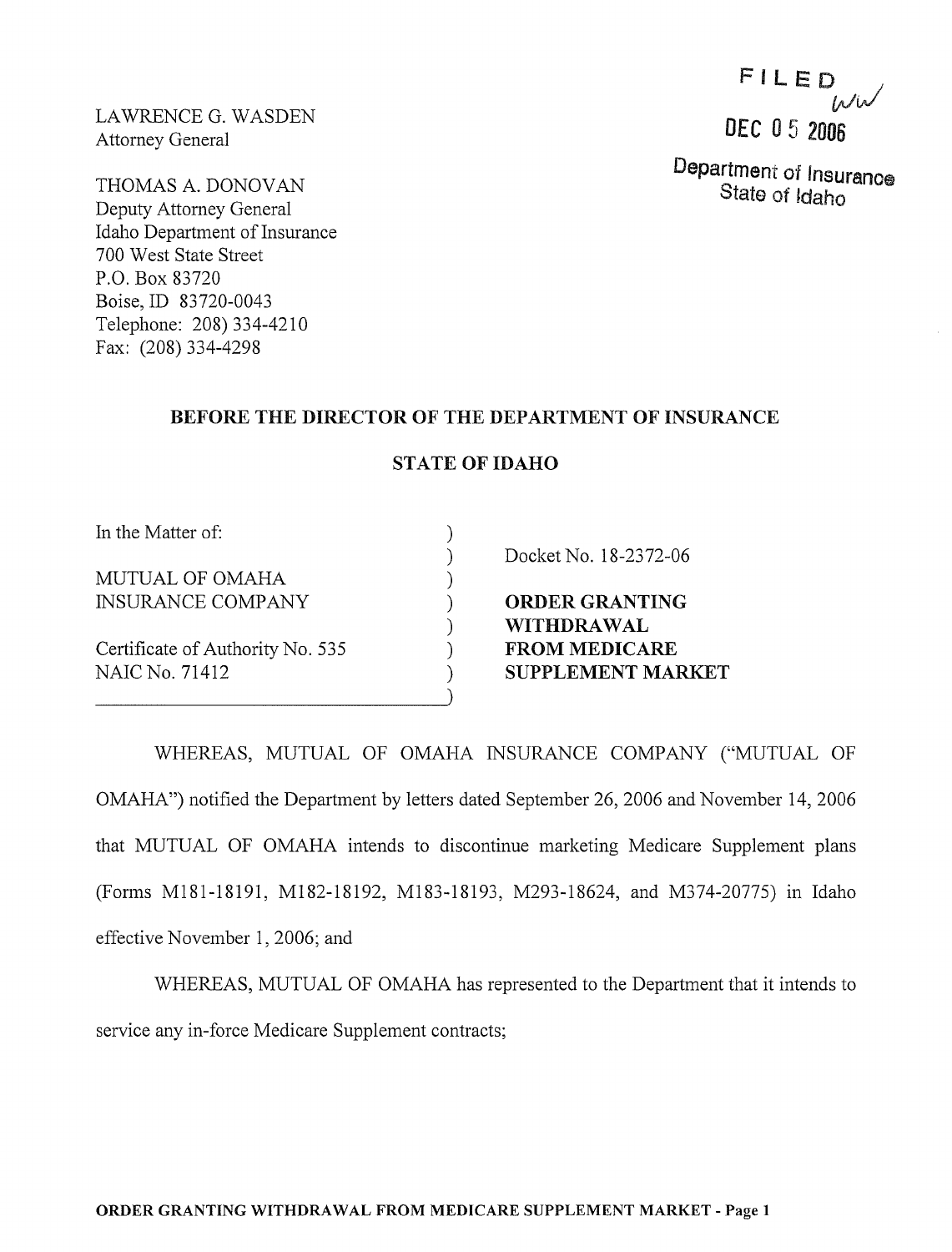LAWRENCE G. WASDEN
Attorney General

THOMAS A. DONOVAN
Deputy Attorney General
Idaho Department of Insurance
700 West State Street
P.O. Box 83720
Boise, ID 83720-0043
Telephone: 208) 334-4210
Fax: (208) 334-4298

FILED
DEC 05 2006
Department of Insurance
State of Idaho

## BEFORE THE DIRECTOR OF THE DEPARTMENT OF INSURANCE

## STATE OF IDAHO

In the Matter of:

MUTUAL OF OMAHA INSURANCE COMPANY

Certificate of Authority No. 535
NAIC No. 71412

Docket No. 18-2372-06

**ORDER GRANTING WITHDRAWAL FROM MEDICARE SUPPLEMENT MARKET**

WHEREAS, MUTUAL OF OMAHA INSURANCE COMPANY ("MUTUAL OF OMAHA") notified the Department by letters dated September 26, 2006 and November 14, 2006 that MUTUAL OF OMAHA intends to discontinue marketing Medicare Supplement plans (Forms M181-18191, M182-18192, M183-18193, M293-18624, and M374-20775) in Idaho effective November 1, 2006; and

WHEREAS, MUTUAL OF OMAHA has represented to the Department that it intends to service any in-force Medicare Supplement contracts;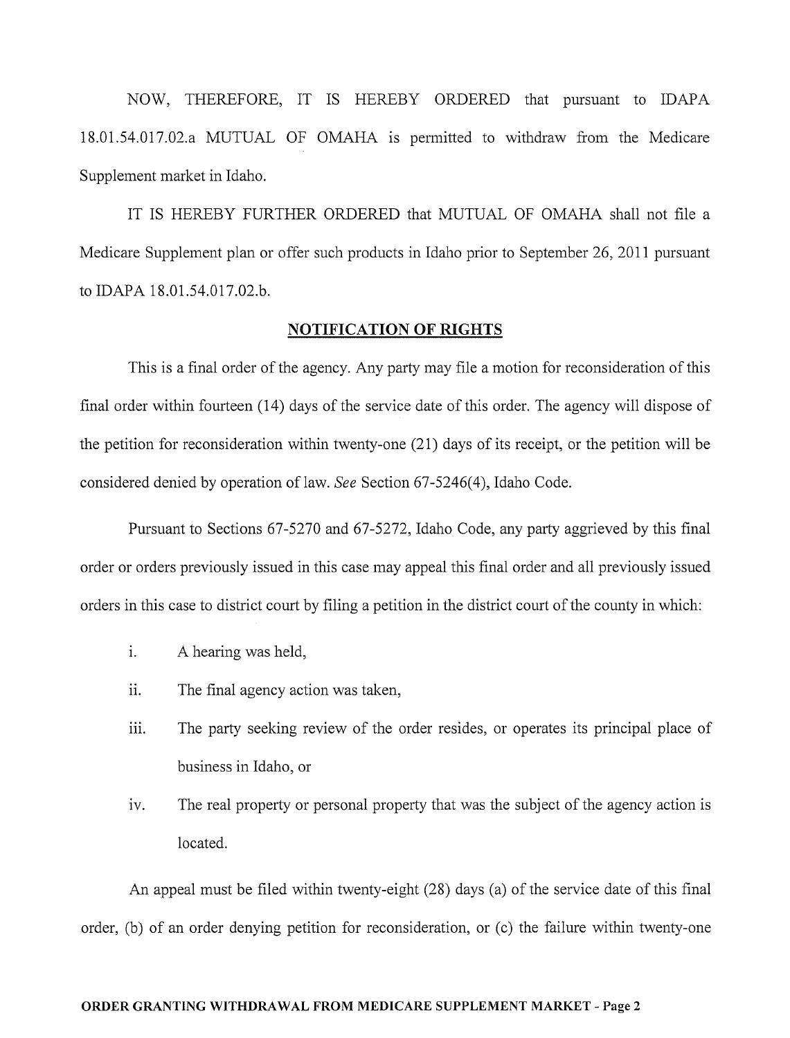NOW, THEREFORE, IT IS HEREBY ORDERED that pursuant to IDAPA 18.01.54.017.02.a MUTUAL OF OMAHA is permitted to withdraw from the Medicare Supplement market in Idaho.

IT IS HEREBY FURTHER ORDERED that MUTUAL OF OMAHA shall not file a Medicare Supplement plan or offer such products in Idaho prior to September 26, 2011 pursuant to IDAPA 18.01.54.017.02.b.

## NOTIFICATION OF RIGHTS

This is a final order of the agency. Any party may file a motion for reconsideration of this final order within fourteen (14) days of the service date of this order. The agency will dispose of the petition for reconsideration within twenty-one (21) days of its receipt, or the petition will be considered denied by operation of law. *See* Section 67-5246(4), Idaho Code.

Pursuant to Sections 67-5270 and 67-5272, Idaho Code, any party aggrieved by this final order or orders previously issued in this case may appeal this final order and all previously issued orders in this case to district court by filing a petition in the district court of the county in which:

i. A hearing was held,

ii. The final agency action was taken,

iii. The party seeking review of the order resides, or operates its principal place of business in Idaho, or

iv. The real property or personal property that was the subject of the agency action is located.

An appeal must be filed within twenty-eight (28) days (a) of the service date of this final order, (b) of an order denying petition for reconsideration, or (c) the failure within twenty-one

**ORDER GRANTING WITHDRAWAL FROM MEDICARE SUPPLEMENT MARKET - Page 2**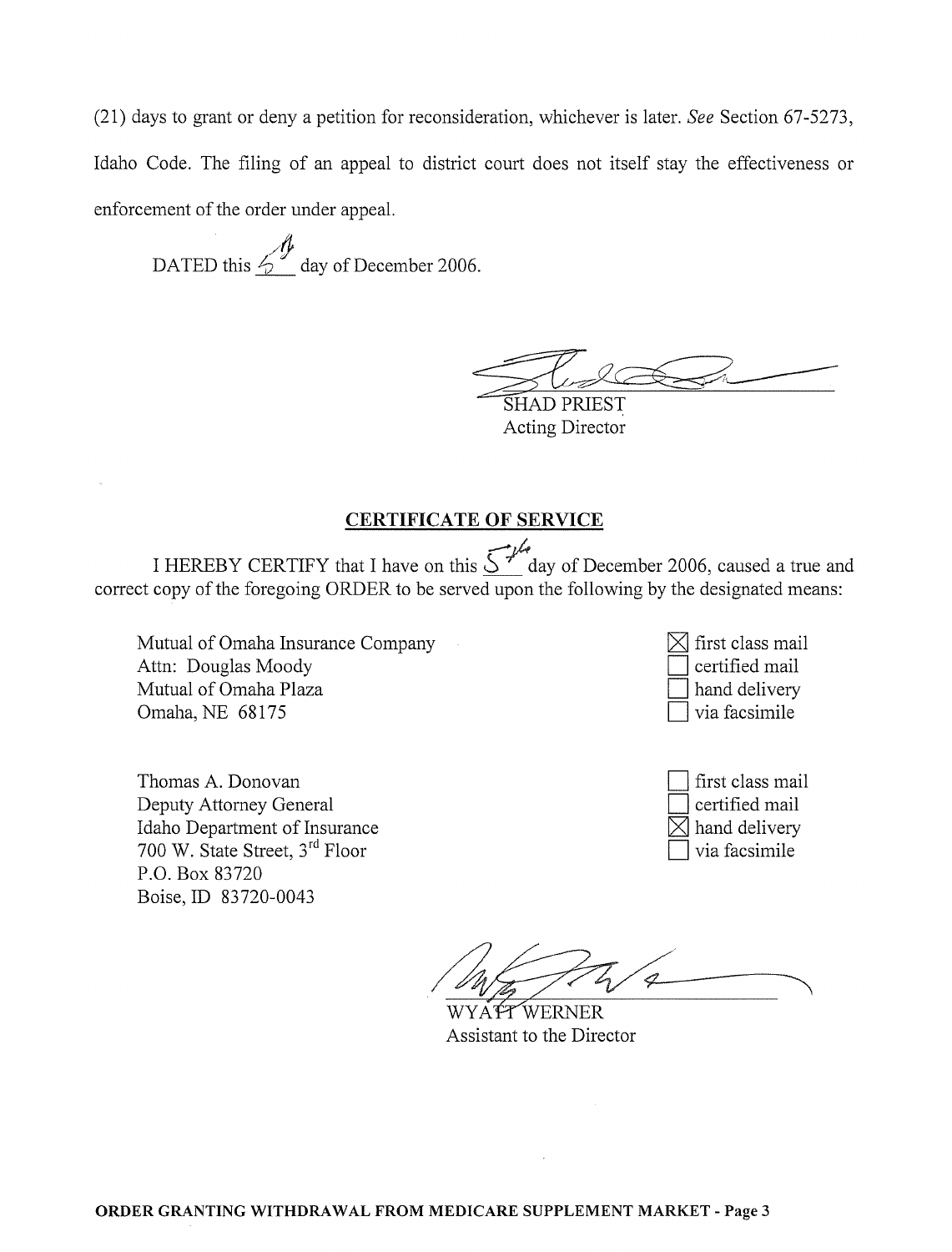(21) days to grant or deny a petition for reconsideration, whichever is later. *See* Section 67-5273, Idaho Code. The filing of an appeal to district court does not itself stay the effectiveness or enforcement of the order under appeal.

DATED this 6th day of December 2006.

SHAD PRIEST
Acting Director

## CERTIFICATE OF SERVICE

I HEREBY CERTIFY that I have on this 5th day of December 2006, caused a true and correct copy of the foregoing ORDER to be served upon the following by the designated means:

| | |
|---|---|
| Mutual of Omaha Insurance Company<br>Attn: Douglas Moody<br>Mutual of Omaha Plaza<br>Omaha, NE 68175 | ☒ first class mail<br>☐ certified mail<br>☐ hand delivery<br>☐ via facsimile |
| Thomas A. Donovan<br>Deputy Attorney General<br>Idaho Department of Insurance<br>700 W. State Street, 3rd Floor<br>P.O. Box 83720<br>Boise, ID 83720-0043 | ☐ first class mail<br>☐ certified mail<br>☒ hand delivery<br>☐ via facsimile |

WYATT WERNER
Assistant to the Director